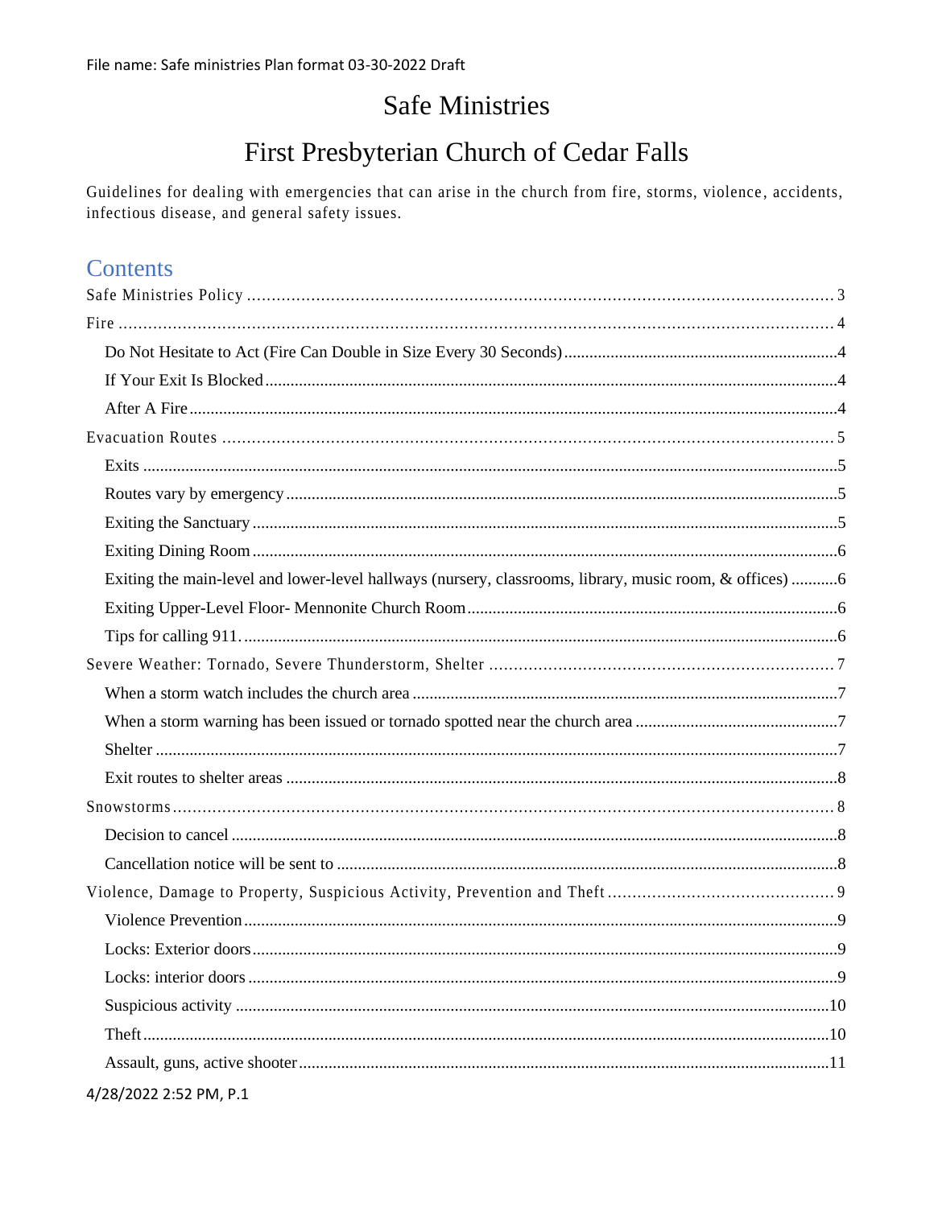File name: Safe ministries Plan format 03-30-2022 Draft

# Safe Ministries

# First Presbyterian Church of Cedar Falls

Guidelines for dealing with emergencies that can arise in the church from fire, storms, violence, accidents, infectious disease, and general safety issues.

## Contents

- Safe Ministries Policy ..... 3
- Fire ..... 4
  - Do Not Hesitate to Act (Fire Can Double in Size Every 30 Seconds) ..... 4
  - If Your Exit Is Blocked ..... 4
  - After A Fire ..... 4
- Evacuation Routes ..... 5
  - Exits ..... 5
  - Routes vary by emergency ..... 5
  - Exiting the Sanctuary ..... 5
  - Exiting Dining Room ..... 6
  - Exiting the main-level and lower-level hallways (nursery, classrooms, library, music room, & offices) ..... 6
  - Exiting Upper-Level Floor- Mennonite Church Room ..... 6
  - Tips for calling 911. ..... 6
- Severe Weather: Tornado, Severe Thunderstorm, Shelter ..... 7
  - When a storm watch includes the church area ..... 7
  - When a storm warning has been issued or tornado spotted near the church area ..... 7
  - Shelter ..... 7
  - Exit routes to shelter areas ..... 8
- Snowstorms ..... 8
  - Decision to cancel ..... 8
  - Cancellation notice will be sent to ..... 8
- Violence, Damage to Property, Suspicious Activity, Prevention and Theft ..... 9
  - Violence Prevention ..... 9
  - Locks: Exterior doors ..... 9
  - Locks: interior doors ..... 9
  - Suspicious activity ..... 10
  - Theft ..... 10
  - Assault, guns, active shooter ..... 11

4/28/2022 2:52 PM, P.1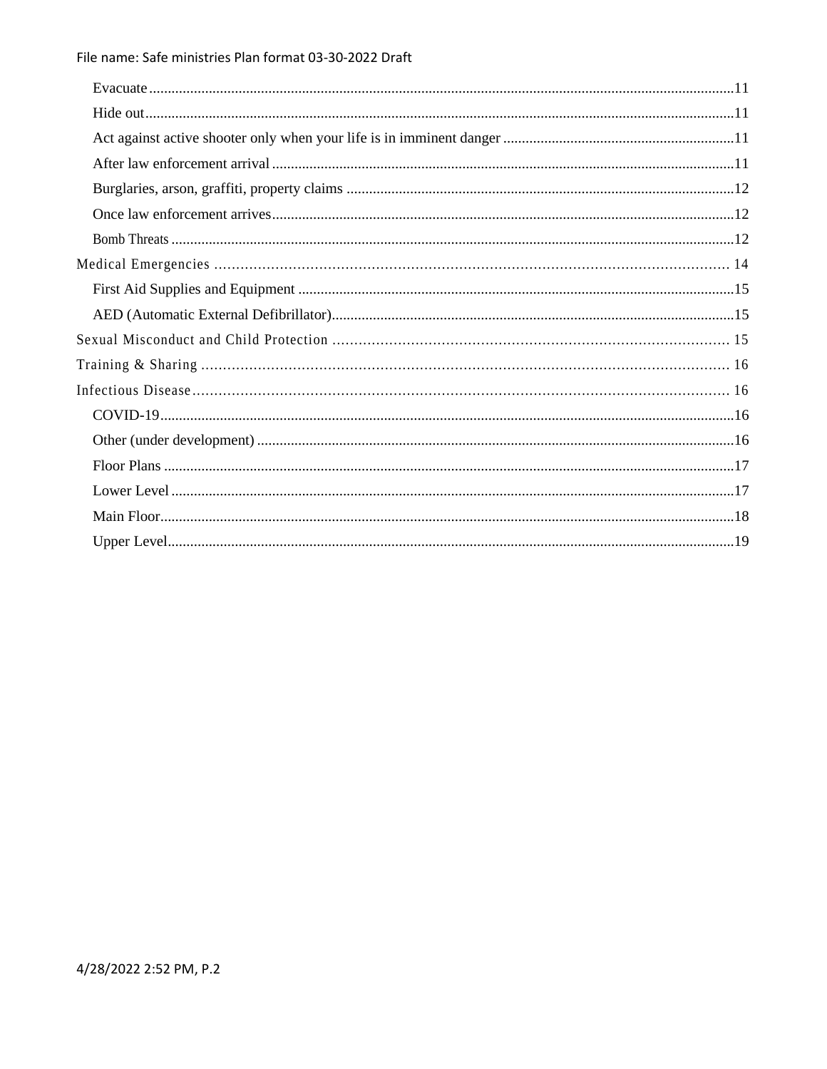Evacuate ........................................................................................................11
Hide out ........................................................................................................11
Act against active shooter only when your life is in imminent danger ........................................11
After law enforcement arrival ................................................................................................11
Burglaries, arson, graffiti, property claims ..............................................................................12
Once law enforcement arrives ...............................................................................................12
Bomb Threats ........................................................................................................................12

Medical Emergencies .......................................................................................................... 14

First Aid Supplies and Equipment .........................................................................................15
AED (Automatic External Defibrillator) ...................................................................................15

Sexual Misconduct and Child Protection ................................................................................ 15

Training & Sharing ............................................................................................................. 16

Infectious Disease .............................................................................................................. 16

COVID-19 ............................................................................................................................16
Other (under development) ...................................................................................................16
Floor Plans ...........................................................................................................................17
Lower Level ..........................................................................................................................17
Main Floor ............................................................................................................................18
Upper Level ..........................................................................................................................19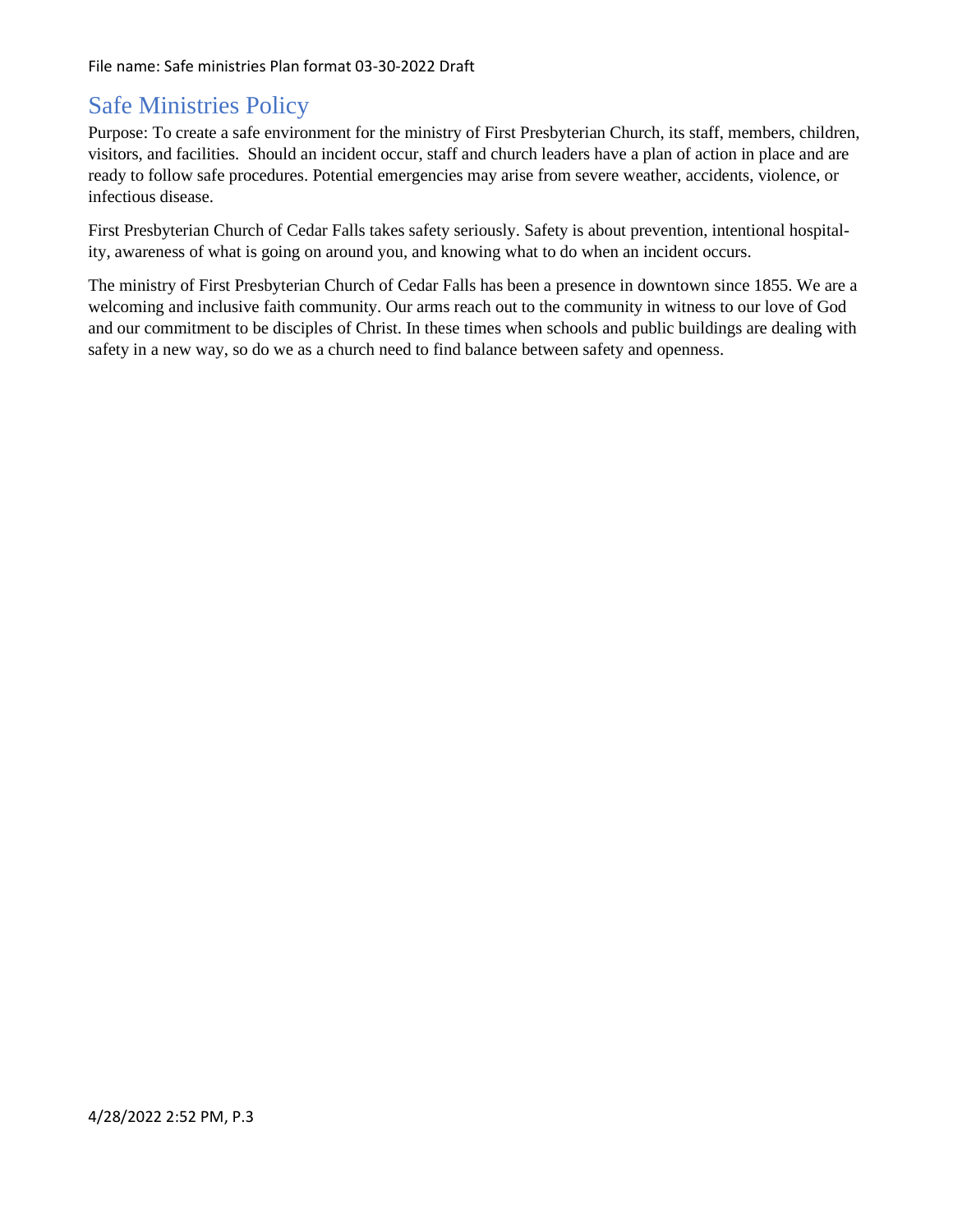# Safe Ministries Policy

Purpose: To create a safe environment for the ministry of First Presbyterian Church, its staff, members, children, visitors, and facilities. Should an incident occur, staff and church leaders have a plan of action in place and are ready to follow safe procedures. Potential emergencies may arise from severe weather, accidents, violence, or infectious disease.

First Presbyterian Church of Cedar Falls takes safety seriously. Safety is about prevention, intentional hospitality, awareness of what is going on around you, and knowing what to do when an incident occurs.

The ministry of First Presbyterian Church of Cedar Falls has been a presence in downtown since 1855. We are a welcoming and inclusive faith community. Our arms reach out to the community in witness to our love of God and our commitment to be disciples of Christ. In these times when schools and public buildings are dealing with safety in a new way, so do we as a church need to find balance between safety and openness.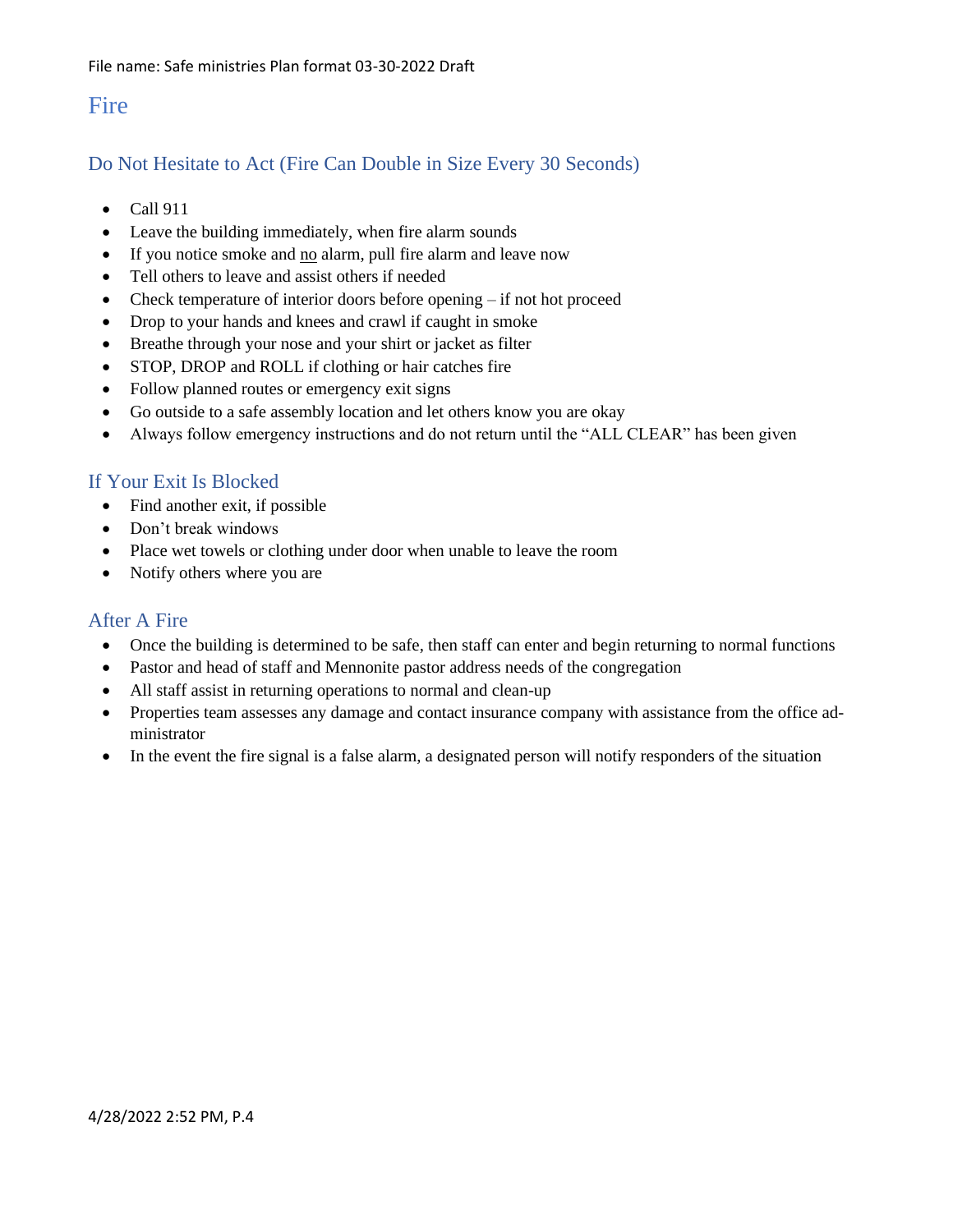# Fire

## Do Not Hesitate to Act (Fire Can Double in Size Every 30 Seconds)

- Call 911
- Leave the building immediately, when fire alarm sounds
- If you notice smoke and no alarm, pull fire alarm and leave now
- Tell others to leave and assist others if needed
- Check temperature of interior doors before opening – if not hot proceed
- Drop to your hands and knees and crawl if caught in smoke
- Breathe through your nose and your shirt or jacket as filter
- STOP, DROP and ROLL if clothing or hair catches fire
- Follow planned routes or emergency exit signs
- Go outside to a safe assembly location and let others know you are okay
- Always follow emergency instructions and do not return until the "ALL CLEAR" has been given

## If Your Exit Is Blocked

- Find another exit, if possible
- Don't break windows
- Place wet towels or clothing under door when unable to leave the room
- Notify others where you are

## After A Fire

- Once the building is determined to be safe, then staff can enter and begin returning to normal functions
- Pastor and head of staff and Mennonite pastor address needs of the congregation
- All staff assist in returning operations to normal and clean-up
- Properties team assesses any damage and contact insurance company with assistance from the office administrator
- In the event the fire signal is a false alarm, a designated person will notify responders of the situation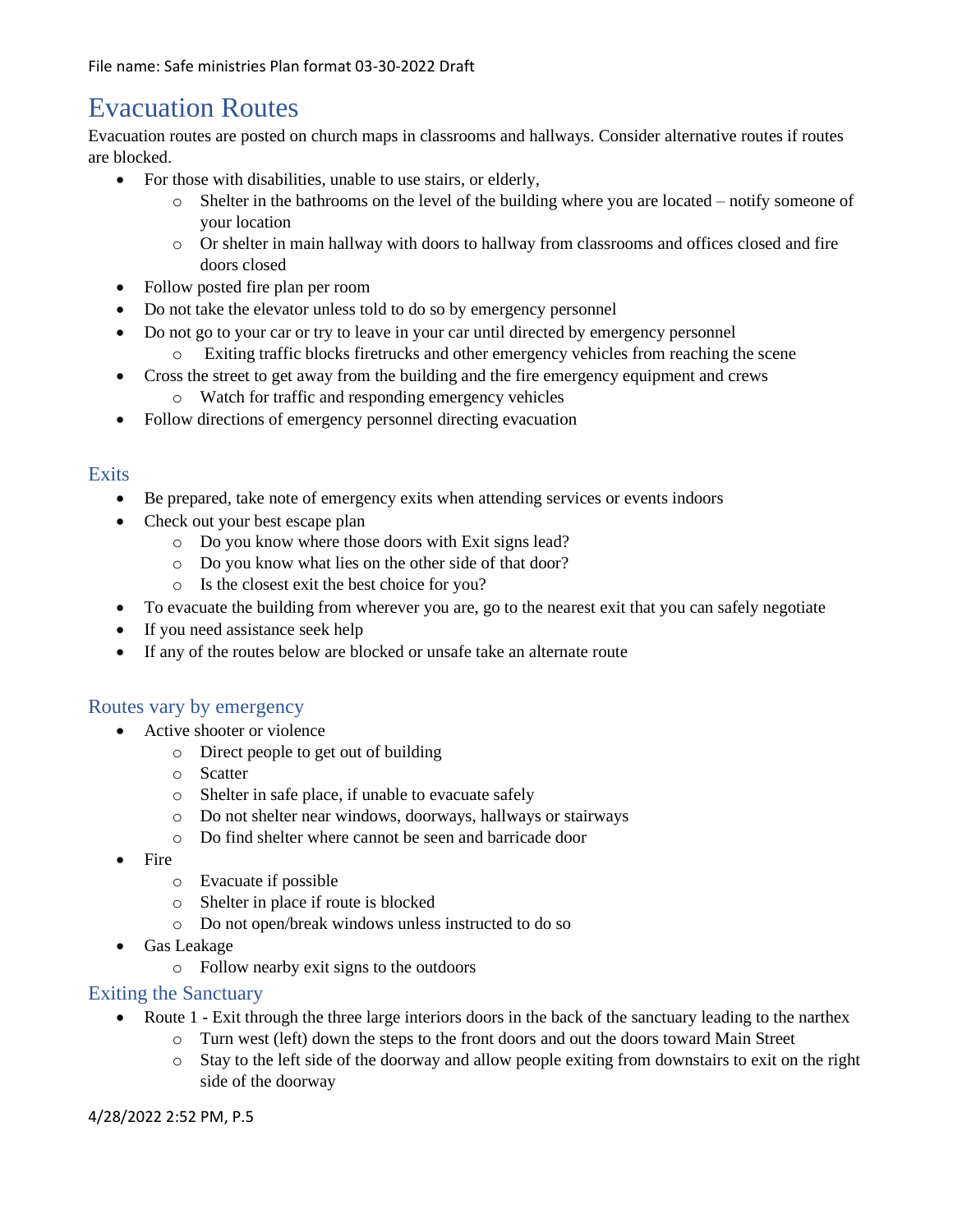# Evacuation Routes

Evacuation routes are posted on church maps in classrooms and hallways. Consider alternative routes if routes are blocked.

- For those with disabilities, unable to use stairs, or elderly,
    - Shelter in the bathrooms on the level of the building where you are located – notify someone of your location
    - Or shelter in main hallway with doors to hallway from classrooms and offices closed and fire doors closed
- Follow posted fire plan per room
- Do not take the elevator unless told to do so by emergency personnel
- Do not go to your car or try to leave in your car until directed by emergency personnel
    - Exiting traffic blocks firetrucks and other emergency vehicles from reaching the scene
- Cross the street to get away from the building and the fire emergency equipment and crews
    - Watch for traffic and responding emergency vehicles
- Follow directions of emergency personnel directing evacuation

## Exits

- Be prepared, take note of emergency exits when attending services or events indoors
- Check out your best escape plan
    - Do you know where those doors with Exit signs lead?
    - Do you know what lies on the other side of that door?
    - Is the closest exit the best choice for you?
- To evacuate the building from wherever you are, go to the nearest exit that you can safely negotiate
- If you need assistance seek help
- If any of the routes below are blocked or unsafe take an alternate route

## Routes vary by emergency

- Active shooter or violence
    - Direct people to get out of building
    - Scatter
    - Shelter in safe place, if unable to evacuate safely
    - Do not shelter near windows, doorways, hallways or stairways
    - Do find shelter where cannot be seen and barricade door
- Fire
    - Evacuate if possible
    - Shelter in place if route is blocked
    - Do not open/break windows unless instructed to do so
- Gas Leakage
    - Follow nearby exit signs to the outdoors

## Exiting the Sanctuary

- Route 1 - Exit through the three large interiors doors in the back of the sanctuary leading to the narthex
    - Turn west (left) down the steps to the front doors and out the doors toward Main Street
    - Stay to the left side of the doorway and allow people exiting from downstairs to exit on the right side of the doorway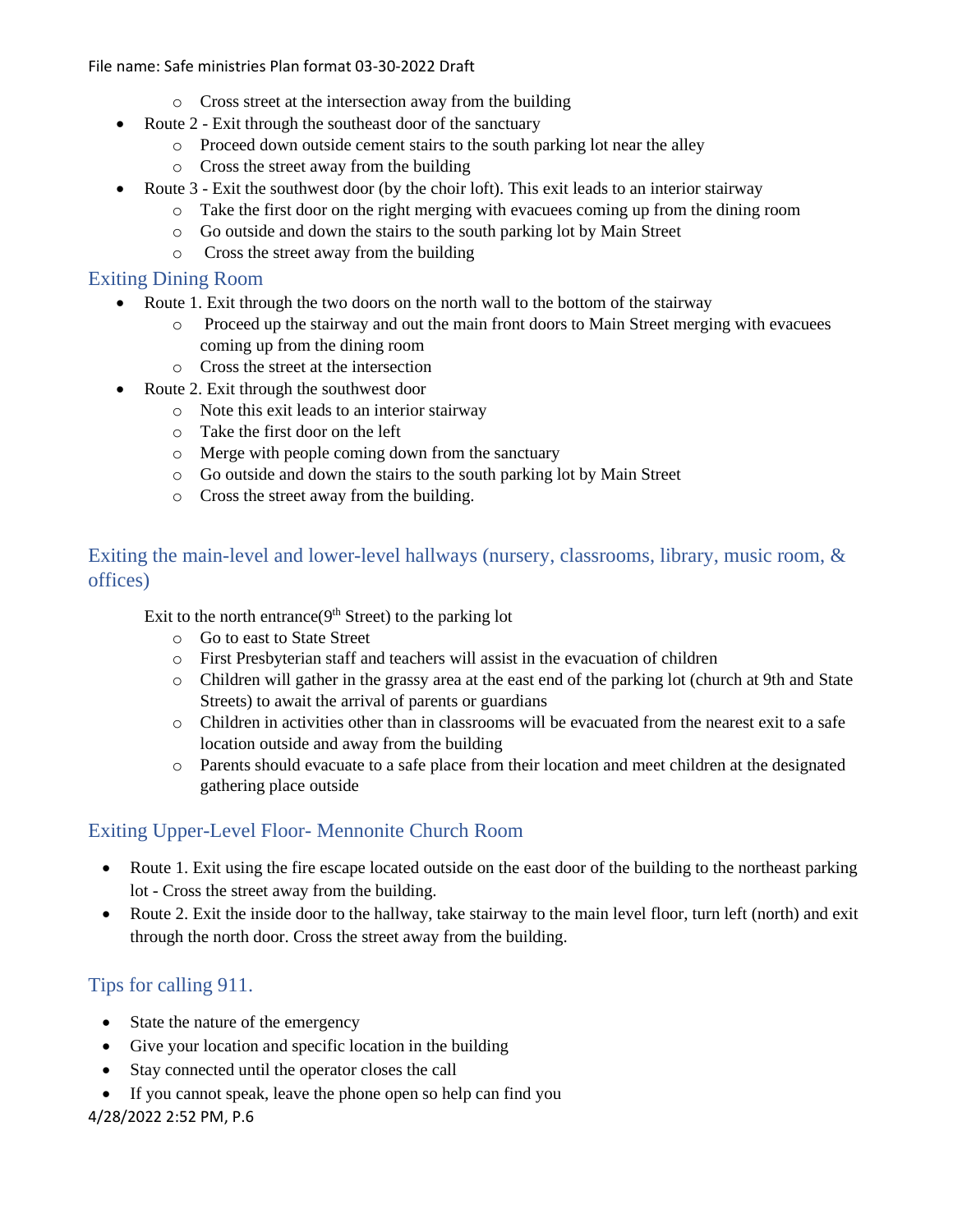- Cross street at the intersection away from the building
- Route 2 - Exit through the southeast door of the sanctuary
  - Proceed down outside cement stairs to the south parking lot near the alley
  - Cross the street away from the building
- Route 3 - Exit the southwest door (by the choir loft). This exit leads to an interior stairway
  - Take the first door on the right merging with evacuees coming up from the dining room
  - Go outside and down the stairs to the south parking lot by Main Street
  - Cross the street away from the building

## Exiting Dining Room

- Route 1. Exit through the two doors on the north wall to the bottom of the stairway
  - Proceed up the stairway and out the main front doors to Main Street merging with evacuees coming up from the dining room
  - Cross the street at the intersection
- Route 2. Exit through the southwest door
  - Note this exit leads to an interior stairway
  - Take the first door on the left
  - Merge with people coming down from the sanctuary
  - Go outside and down the stairs to the south parking lot by Main Street
  - Cross the street away from the building.

## Exiting the main-level and lower-level hallways (nursery, classrooms, library, music room, & offices)

Exit to the north entrance(9th Street) to the parking lot

- Go to east to State Street
- First Presbyterian staff and teachers will assist in the evacuation of children
- Children will gather in the grassy area at the east end of the parking lot (church at 9th and State Streets) to await the arrival of parents or guardians
- Children in activities other than in classrooms will be evacuated from the nearest exit to a safe location outside and away from the building
- Parents should evacuate to a safe place from their location and meet children at the designated gathering place outside

## Exiting Upper-Level Floor- Mennonite Church Room

- Route 1. Exit using the fire escape located outside on the east door of the building to the northeast parking lot - Cross the street away from the building.
- Route 2. Exit the inside door to the hallway, take stairway to the main level floor, turn left (north) and exit through the north door. Cross the street away from the building.

## Tips for calling 911.

- State the nature of the emergency
- Give your location and specific location in the building
- Stay connected until the operator closes the call
- If you cannot speak, leave the phone open so help can find you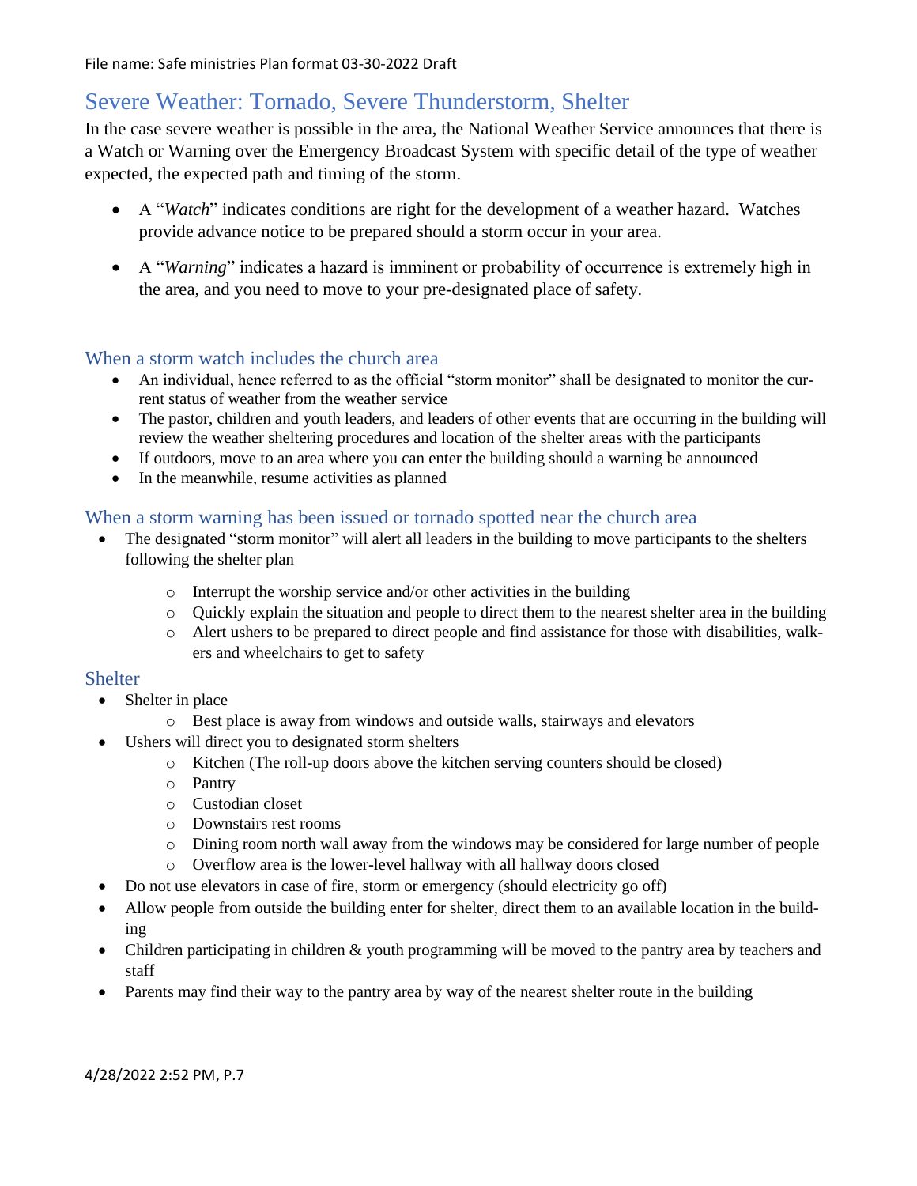## Severe Weather: Tornado, Severe Thunderstorm, Shelter

In the case severe weather is possible in the area, the National Weather Service announces that there is a Watch or Warning over the Emergency Broadcast System with specific detail of the type of weather expected, the expected path and timing of the storm.

- A "*Watch*" indicates conditions are right for the development of a weather hazard. Watches provide advance notice to be prepared should a storm occur in your area.
- A "*Warning*" indicates a hazard is imminent or probability of occurrence is extremely high in the area, and you need to move to your pre-designated place of safety.

### When a storm watch includes the church area

- An individual, hence referred to as the official "storm monitor" shall be designated to monitor the current status of weather from the weather service
- The pastor, children and youth leaders, and leaders of other events that are occurring in the building will review the weather sheltering procedures and location of the shelter areas with the participants
- If outdoors, move to an area where you can enter the building should a warning be announced
- In the meanwhile, resume activities as planned

### When a storm warning has been issued or tornado spotted near the church area

- The designated "storm monitor" will alert all leaders in the building to move participants to the shelters following the shelter plan
  - Interrupt the worship service and/or other activities in the building
  - Quickly explain the situation and people to direct them to the nearest shelter area in the building
  - Alert ushers to be prepared to direct people and find assistance for those with disabilities, walkers and wheelchairs to get to safety

### Shelter

- Shelter in place
  - Best place is away from windows and outside walls, stairways and elevators
- Ushers will direct you to designated storm shelters
  - Kitchen (The roll-up doors above the kitchen serving counters should be closed)
  - Pantry
  - Custodian closet
  - Downstairs rest rooms
  - Dining room north wall away from the windows may be considered for large number of people
  - Overflow area is the lower-level hallway with all hallway doors closed
- Do not use elevators in case of fire, storm or emergency (should electricity go off)
- Allow people from outside the building enter for shelter, direct them to an available location in the building
- Children participating in children & youth programming will be moved to the pantry area by teachers and staff
- Parents may find their way to the pantry area by way of the nearest shelter route in the building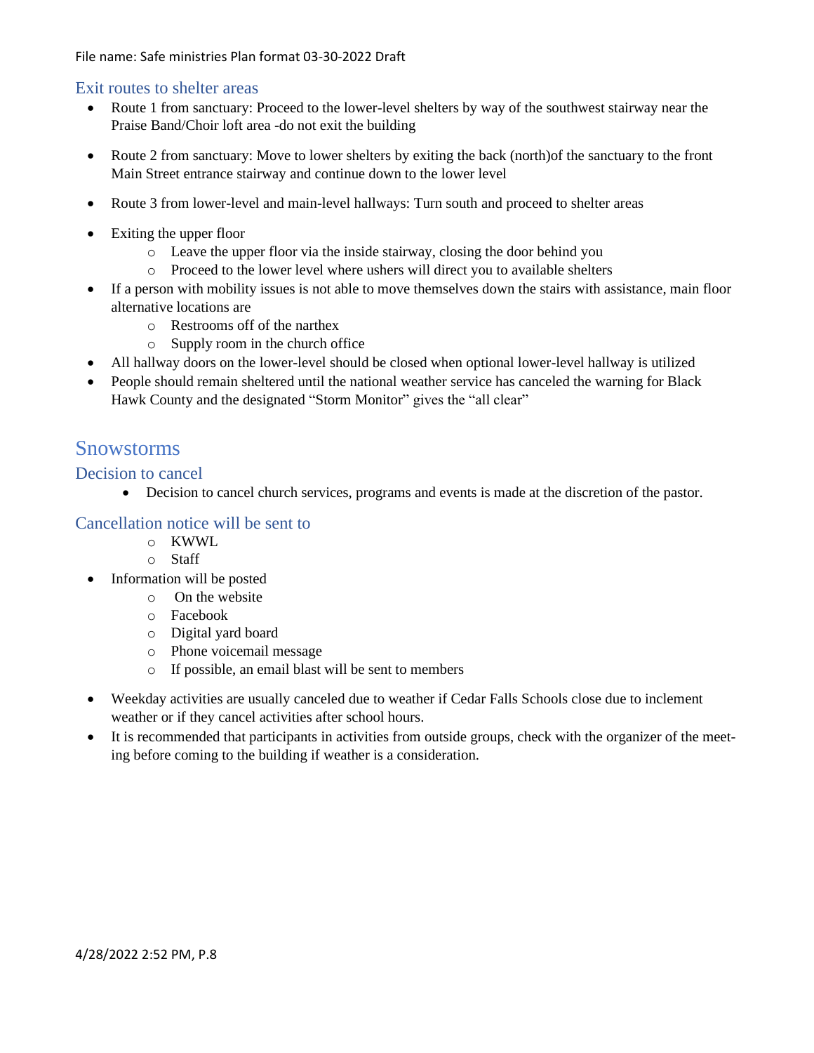### Exit routes to shelter areas

- Route 1 from sanctuary: Proceed to the lower-level shelters by way of the southwest stairway near the Praise Band/Choir loft area -do not exit the building

- Route 2 from sanctuary: Move to lower shelters by exiting the back (north)of the sanctuary to the front Main Street entrance stairway and continue down to the lower level

- Route 3 from lower-level and main-level hallways: Turn south and proceed to shelter areas

- Exiting the upper floor
  - Leave the upper floor via the inside stairway, closing the door behind you
  - Proceed to the lower level where ushers will direct you to available shelters
- If a person with mobility issues is not able to move themselves down the stairs with assistance, main floor alternative locations are
  - Restrooms off of the narthex
  - Supply room in the church office
- All hallway doors on the lower-level should be closed when optional lower-level hallway is utilized
- People should remain sheltered until the national weather service has canceled the warning for Black Hawk County and the designated "Storm Monitor" gives the "all clear"

## Snowstorms

### Decision to cancel

- Decision to cancel church services, programs and events is made at the discretion of the pastor.

### Cancellation notice will be sent to

  - KWWL
  - Staff
- Information will be posted
  - On the website
  - Facebook
  - Digital yard board
  - Phone voicemail message
  - If possible, an email blast will be sent to members

- Weekday activities are usually canceled due to weather if Cedar Falls Schools close due to inclement weather or if they cancel activities after school hours.
- It is recommended that participants in activities from outside groups, check with the organizer of the meeting before coming to the building if weather is a consideration.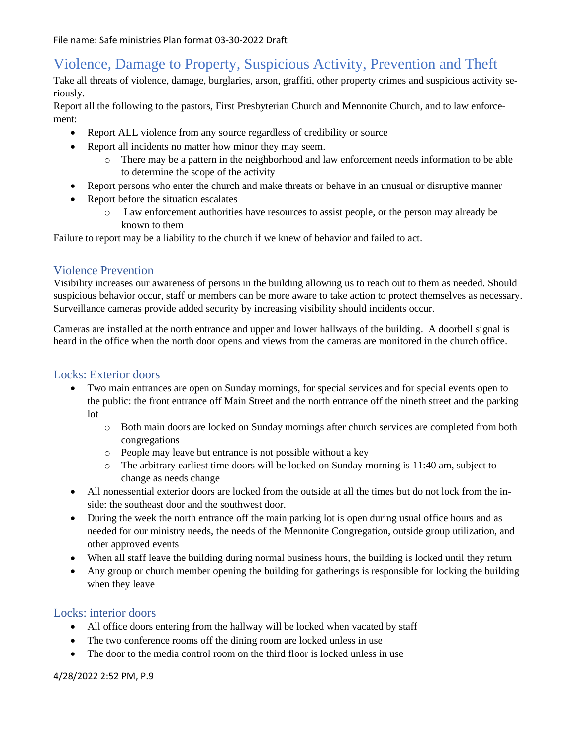# Violence, Damage to Property, Suspicious Activity, Prevention and Theft

Take all threats of violence, damage, burglaries, arson, graffiti, other property crimes and suspicious activity seriously.

Report all the following to the pastors, First Presbyterian Church and Mennonite Church, and to law enforcement:

- Report ALL violence from any source regardless of credibility or source
- Report all incidents no matter how minor they may seem.
  - There may be a pattern in the neighborhood and law enforcement needs information to be able to determine the scope of the activity
- Report persons who enter the church and make threats or behave in an unusual or disruptive manner
- Report before the situation escalates
  - Law enforcement authorities have resources to assist people, or the person may already be known to them

Failure to report may be a liability to the church if we knew of behavior and failed to act.

## Violence Prevention

Visibility increases our awareness of persons in the building allowing us to reach out to them as needed. Should suspicious behavior occur, staff or members can be more aware to take action to protect themselves as necessary. Surveillance cameras provide added security by increasing visibility should incidents occur.

Cameras are installed at the north entrance and upper and lower hallways of the building. A doorbell signal is heard in the office when the north door opens and views from the cameras are monitored in the church office.

## Locks: Exterior doors

- Two main entrances are open on Sunday mornings, for special services and for special events open to the public: the front entrance off Main Street and the north entrance off the nineth street and the parking lot
  - Both main doors are locked on Sunday mornings after church services are completed from both congregations
  - People may leave but entrance is not possible without a key
  - The arbitrary earliest time doors will be locked on Sunday morning is 11:40 am, subject to change as needs change
- All nonessential exterior doors are locked from the outside at all the times but do not lock from the inside: the southeast door and the southwest door.
- During the week the north entrance off the main parking lot is open during usual office hours and as needed for our ministry needs, the needs of the Mennonite Congregation, outside group utilization, and other approved events
- When all staff leave the building during normal business hours, the building is locked until they return
- Any group or church member opening the building for gatherings is responsible for locking the building when they leave

## Locks: interior doors

- All office doors entering from the hallway will be locked when vacated by staff
- The two conference rooms off the dining room are locked unless in use
- The door to the media control room on the third floor is locked unless in use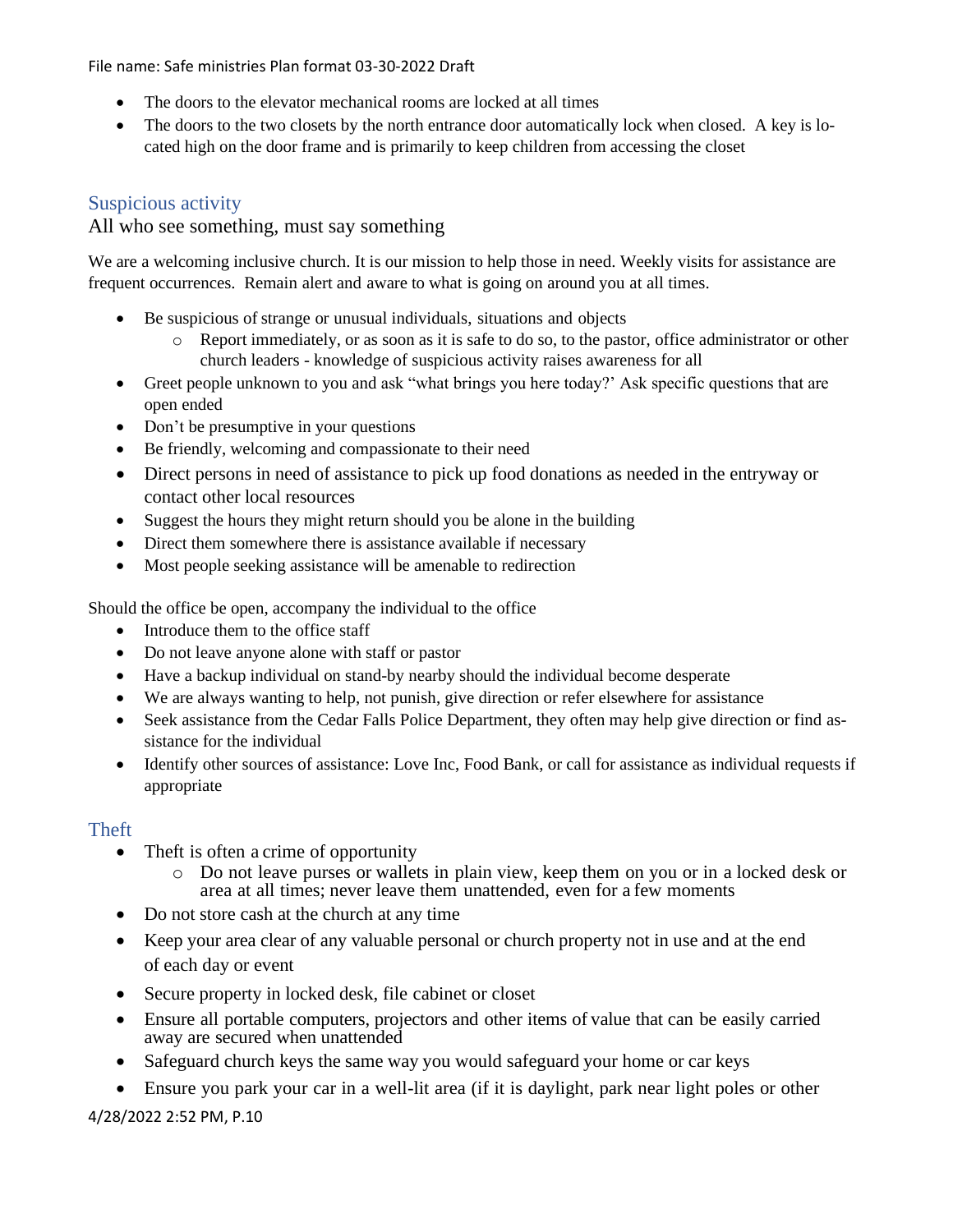- The doors to the elevator mechanical rooms are locked at all times
- The doors to the two closets by the north entrance door automatically lock when closed. A key is located high on the door frame and is primarily to keep children from accessing the closet

## Suspicious activity

### All who see something, must say something

We are a welcoming inclusive church. It is our mission to help those in need. Weekly visits for assistance are frequent occurrences. Remain alert and aware to what is going on around you at all times.

- Be suspicious of strange or unusual individuals, situations and objects
  - Report immediately, or as soon as it is safe to do so, to the pastor, office administrator or other church leaders - knowledge of suspicious activity raises awareness for all
- Greet people unknown to you and ask "what brings you here today?' Ask specific questions that are open ended
- Don't be presumptive in your questions
- Be friendly, welcoming and compassionate to their need
- Direct persons in need of assistance to pick up food donations as needed in the entryway or contact other local resources
- Suggest the hours they might return should you be alone in the building
- Direct them somewhere there is assistance available if necessary
- Most people seeking assistance will be amenable to redirection

Should the office be open, accompany the individual to the office

- Introduce them to the office staff
- Do not leave anyone alone with staff or pastor
- Have a backup individual on stand-by nearby should the individual become desperate
- We are always wanting to help, not punish, give direction or refer elsewhere for assistance
- Seek assistance from the Cedar Falls Police Department, they often may help give direction or find assistance for the individual
- Identify other sources of assistance: Love Inc, Food Bank, or call for assistance as individual requests if appropriate

## Theft

- Theft is often a crime of opportunity
  - Do not leave purses or wallets in plain view, keep them on you or in a locked desk or area at all times; never leave them unattended, even for a few moments
- Do not store cash at the church at any time
- Keep your area clear of any valuable personal or church property not in use and at the end of each day or event
- Secure property in locked desk, file cabinet or closet
- Ensure all portable computers, projectors and other items of value that can be easily carried away are secured when unattended
- Safeguard church keys the same way you would safeguard your home or car keys
- Ensure you park your car in a well-lit area (if it is daylight, park near light poles or other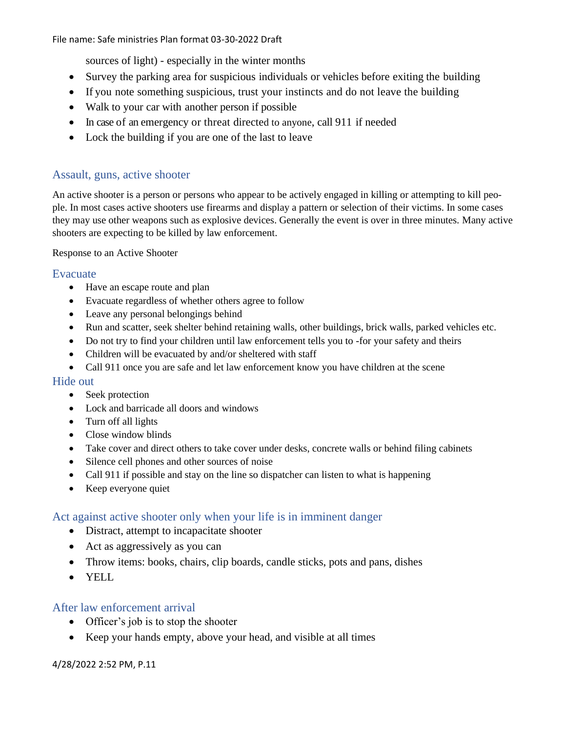sources of light) - especially in the winter months

- Survey the parking area for suspicious individuals or vehicles before exiting the building
- If you note something suspicious, trust your instincts and do not leave the building
- Walk to your car with another person if possible
- In case of an emergency or threat directed to anyone, call 911 if needed
- Lock the building if you are one of the last to leave

## Assault, guns, active shooter

An active shooter is a person or persons who appear to be actively engaged in killing or attempting to kill people. In most cases active shooters use firearms and display a pattern or selection of their victims. In some cases they may use other weapons such as explosive devices. Generally the event is over in three minutes. Many active shooters are expecting to be killed by law enforcement.

Response to an Active Shooter

### Evacuate

- Have an escape route and plan
- Evacuate regardless of whether others agree to follow
- Leave any personal belongings behind
- Run and scatter, seek shelter behind retaining walls, other buildings, brick walls, parked vehicles etc.
- Do not try to find your children until law enforcement tells you to -for your safety and theirs
- Children will be evacuated by and/or sheltered with staff
- Call 911 once you are safe and let law enforcement know you have children at the scene

### Hide out

- Seek protection
- Lock and barricade all doors and windows
- Turn off all lights
- Close window blinds
- Take cover and direct others to take cover under desks, concrete walls or behind filing cabinets
- Silence cell phones and other sources of noise
- Call 911 if possible and stay on the line so dispatcher can listen to what is happening
- Keep everyone quiet

### Act against active shooter only when your life is in imminent danger

- Distract, attempt to incapacitate shooter
- Act as aggressively as you can
- Throw items: books, chairs, clip boards, candle sticks, pots and pans, dishes
- YELL

### After law enforcement arrival

- Officer's job is to stop the shooter
- Keep your hands empty, above your head, and visible at all times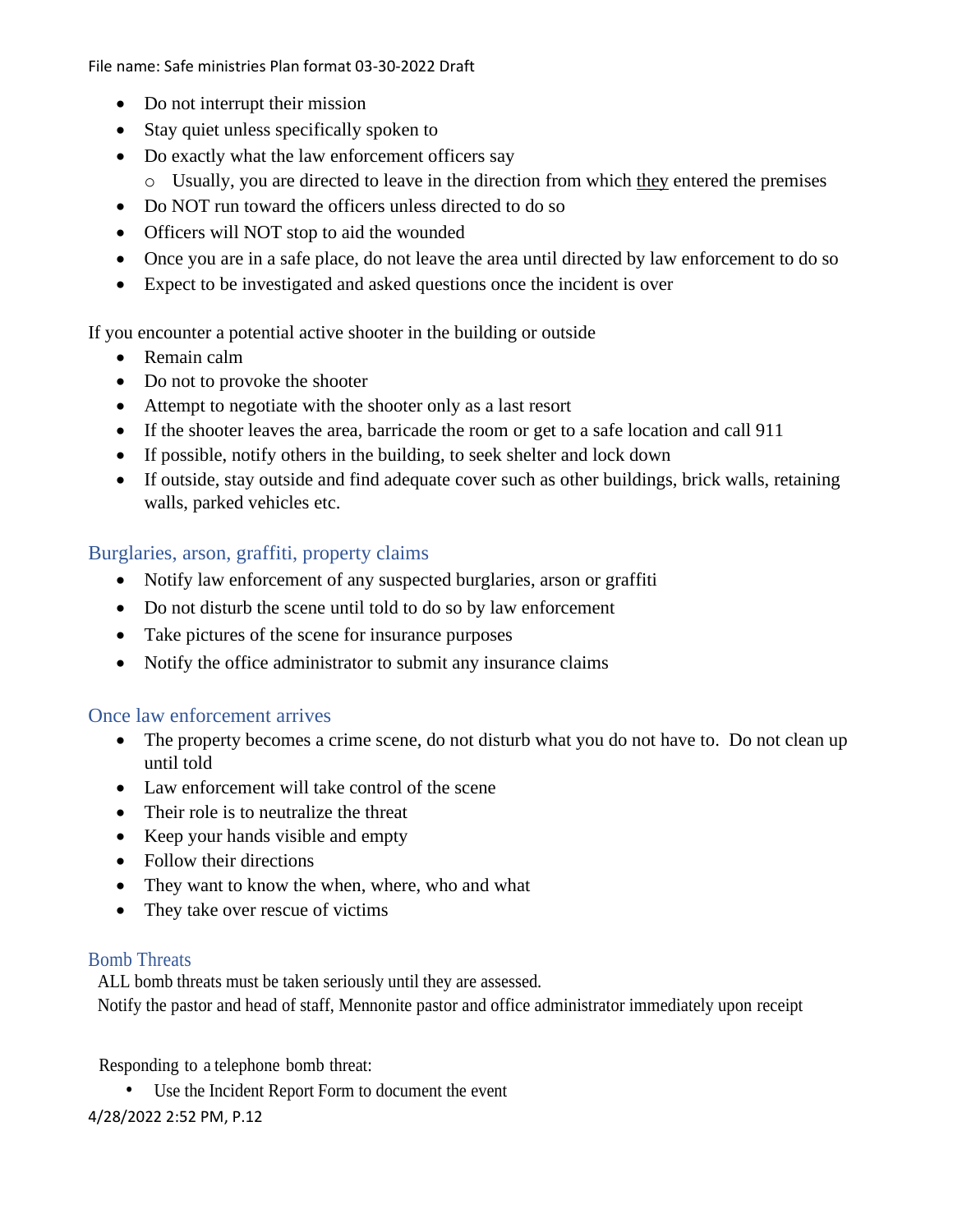- Do not interrupt their mission
- Stay quiet unless specifically spoken to
- Do exactly what the law enforcement officers say
  - Usually, you are directed to leave in the direction from which they entered the premises
- Do NOT run toward the officers unless directed to do so
- Officers will NOT stop to aid the wounded
- Once you are in a safe place, do not leave the area until directed by law enforcement to do so
- Expect to be investigated and asked questions once the incident is over

If you encounter a potential active shooter in the building or outside

- Remain calm
- Do not to provoke the shooter
- Attempt to negotiate with the shooter only as a last resort
- If the shooter leaves the area, barricade the room or get to a safe location and call 911
- If possible, notify others in the building, to seek shelter and lock down
- If outside, stay outside and find adequate cover such as other buildings, brick walls, retaining walls, parked vehicles etc.

## Burglaries, arson, graffiti, property claims

- Notify law enforcement of any suspected burglaries, arson or graffiti
- Do not disturb the scene until told to do so by law enforcement
- Take pictures of the scene for insurance purposes
- Notify the office administrator to submit any insurance claims

## Once law enforcement arrives

- The property becomes a crime scene, do not disturb what you do not have to. Do not clean up until told
- Law enforcement will take control of the scene
- Their role is to neutralize the threat
- Keep your hands visible and empty
- Follow their directions
- They want to know the when, where, who and what
- They take over rescue of victims

## Bomb Threats

ALL bomb threats must be taken seriously until they are assessed.
Notify the pastor and head of staff, Mennonite pastor and office administrator immediately upon receipt

Responding to a telephone bomb threat:

- Use the Incident Report Form to document the event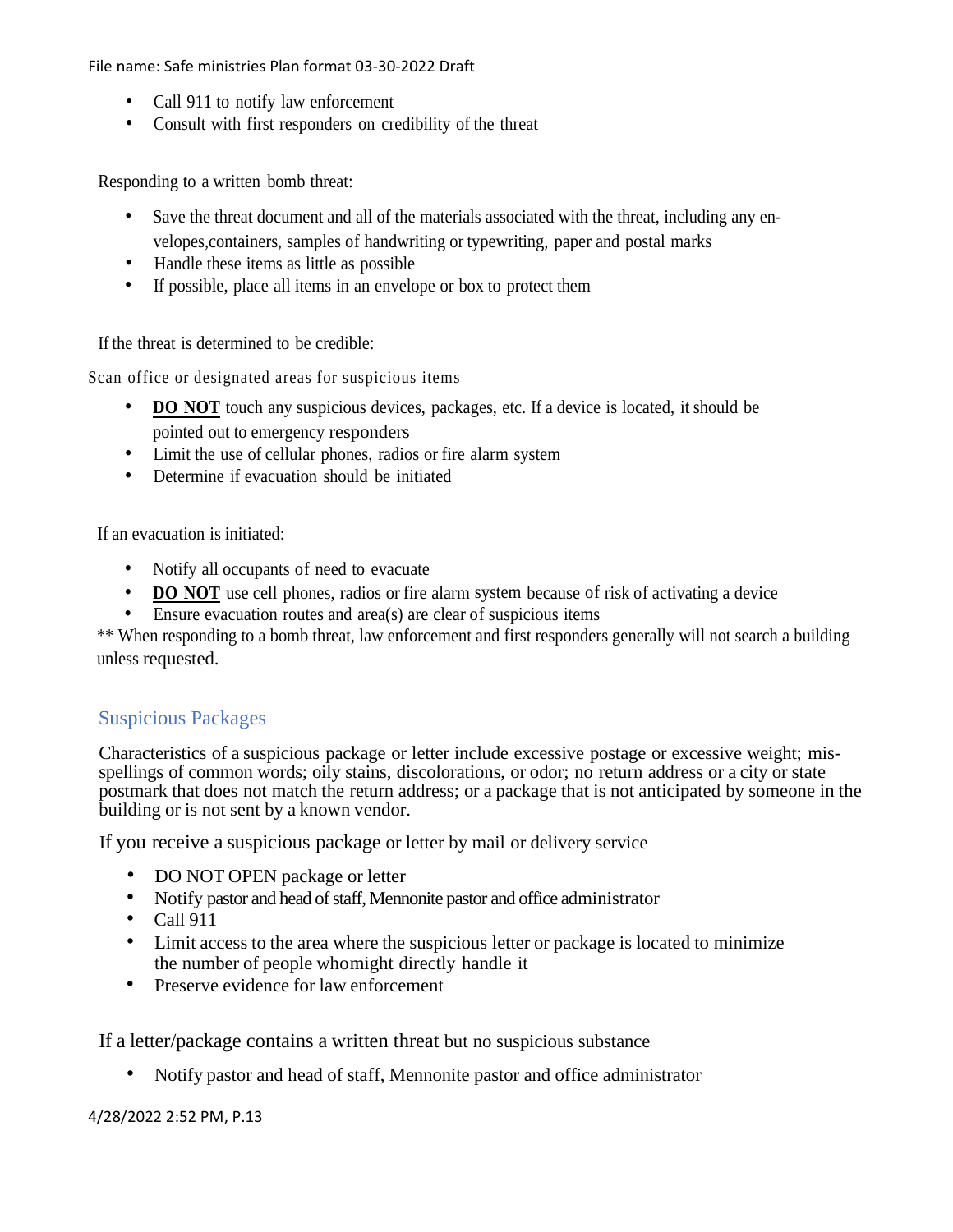- Call 911 to notify law enforcement
- Consult with first responders on credibility of the threat

Responding to a written bomb threat:

- Save the threat document and all of the materials associated with the threat, including any envelopes,containers, samples of handwriting or typewriting, paper and postal marks
- Handle these items as little as possible
- If possible, place all items in an envelope or box to protect them

If the threat is determined to be credible:

Scan office or designated areas for suspicious items

- **DO NOT** touch any suspicious devices, packages, etc. If a device is located, it should be pointed out to emergency responders
- Limit the use of cellular phones, radios or fire alarm system
- Determine if evacuation should be initiated

If an evacuation is initiated:

- Notify all occupants of need to evacuate
- **DO NOT** use cell phones, radios or fire alarm system because of risk of activating a device
- Ensure evacuation routes and area(s) are clear of suspicious items

** When responding to a bomb threat, law enforcement and first responders generally will not search a building unless requested.

## Suspicious Packages

Characteristics of a suspicious package or letter include excessive postage or excessive weight; misspellings of common words; oily stains, discolorations, or odor; no return address or a city or state postmark that does not match the return address; or a package that is not anticipated by someone in the building or is not sent by a known vendor.

If you receive a suspicious package or letter by mail or delivery service

- DO NOT OPEN package or letter
- Notify pastor and head of staff, Mennonite pastor and office administrator
- Call 911
- Limit access to the area where the suspicious letter or package is located to minimize the number of people whomight directly handle it
- Preserve evidence for law enforcement

If a letter/package contains a written threat but no suspicious substance

- Notify pastor and head of staff, Mennonite pastor and office administrator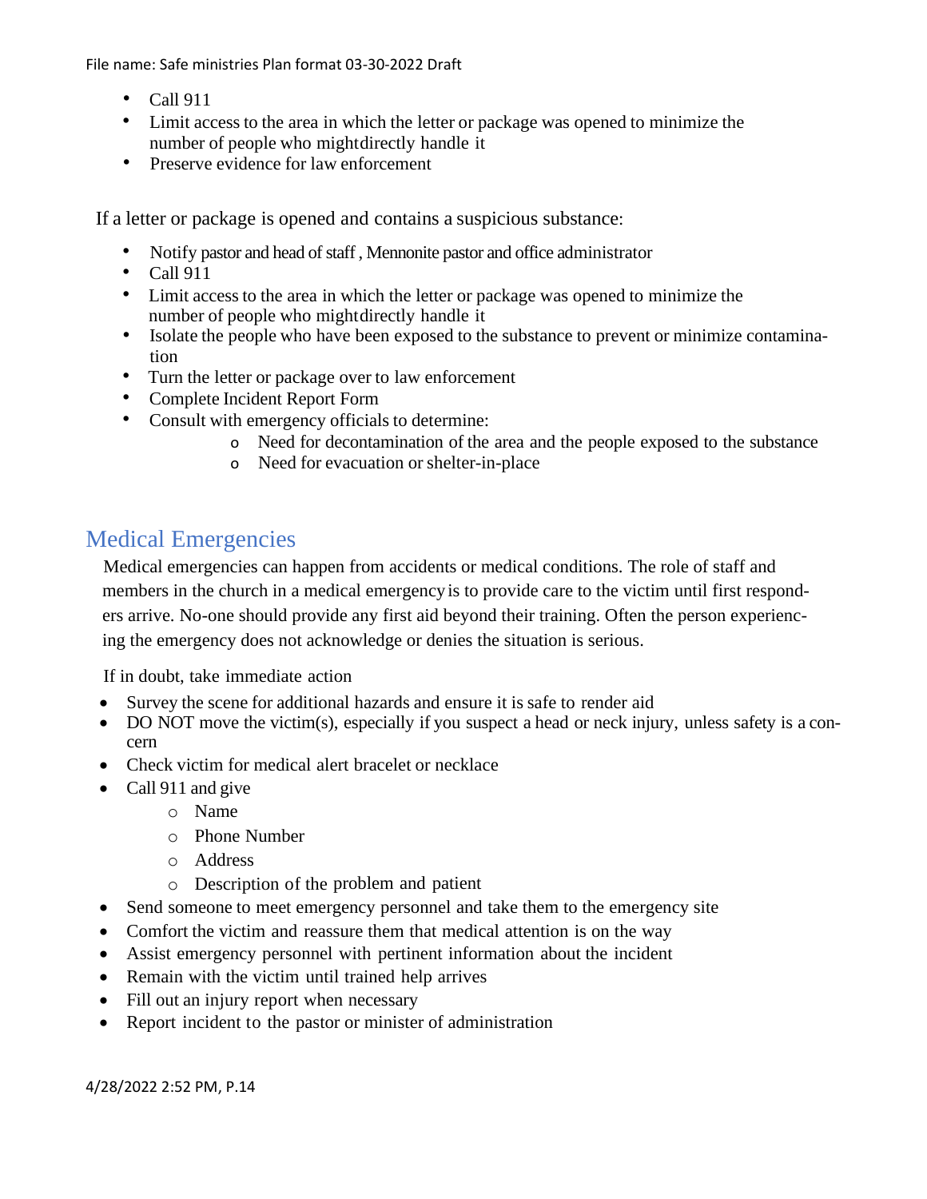- Call 911
- Limit access to the area in which the letter or package was opened to minimize the number of people who mightdirectly handle it
- Preserve evidence for law enforcement

If a letter or package is opened and contains a suspicious substance:

- Notify pastor and head of staff , Mennonite pastor and office administrator
- Call 911
- Limit access to the area in which the letter or package was opened to minimize the number of people who mightdirectly handle it
- Isolate the people who have been exposed to the substance to prevent or minimize contamination
- Turn the letter or package over to law enforcement
- Complete Incident Report Form
- Consult with emergency officials to determine:
  - Need for decontamination of the area and the people exposed to the substance
  - Need for evacuation or shelter-in-place

## Medical Emergencies

Medical emergencies can happen from accidents or medical conditions. The role of staff and members in the church in a medical emergency is to provide care to the victim until first responders arrive. No-one should provide any first aid beyond their training. Often the person experiencing the emergency does not acknowledge or denies the situation is serious.

If in doubt, take immediate action

- Survey the scene for additional hazards and ensure it is safe to render aid
- DO NOT move the victim(s), especially if you suspect a head or neck injury, unless safety is a concern
- Check victim for medical alert bracelet or necklace
- Call 911 and give
  - Name
  - Phone Number
  - Address
  - Description of the problem and patient
- Send someone to meet emergency personnel and take them to the emergency site
- Comfort the victim and reassure them that medical attention is on the way
- Assist emergency personnel with pertinent information about the incident
- Remain with the victim until trained help arrives
- Fill out an injury report when necessary
- Report incident to the pastor or minister of administration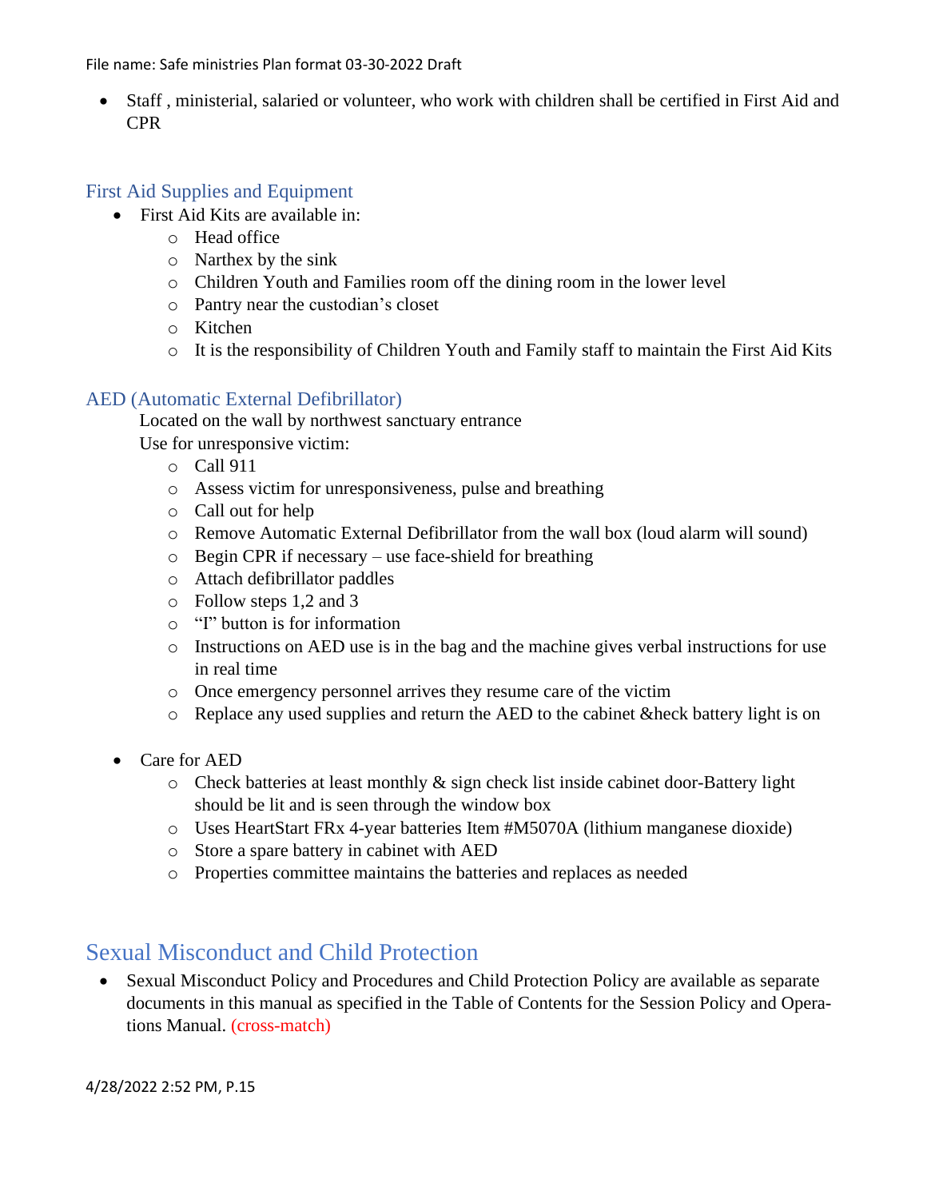- Staff , ministerial, salaried or volunteer, who work with children shall be certified in First Aid and CPR

### First Aid Supplies and Equipment

- First Aid Kits are available in:
  - Head office
  - Narthex by the sink
  - Children Youth and Families room off the dining room in the lower level
  - Pantry near the custodian's closet
  - Kitchen
  - It is the responsibility of Children Youth and Family staff to maintain the First Aid Kits

### AED (Automatic External Defibrillator)

Located on the wall by northwest sanctuary entrance

Use for unresponsive victim:

- Call 911
- Assess victim for unresponsiveness, pulse and breathing
- Call out for help
- Remove Automatic External Defibrillator from the wall box (loud alarm will sound)
- Begin CPR if necessary – use face-shield for breathing
- Attach defibrillator paddles
- Follow steps 1,2 and 3
- "I" button is for information
- Instructions on AED use is in the bag and the machine gives verbal instructions for use in real time
- Once emergency personnel arrives they resume care of the victim
- Replace any used supplies and return the AED to the cabinet &heck battery light is on

- Care for AED
  - Check batteries at least monthly & sign check list inside cabinet door-Battery light should be lit and is seen through the window box
  - Uses HeartStart FRx 4-year batteries Item #M5070A (lithium manganese dioxide)
  - Store a spare battery in cabinet with AED
  - Properties committee maintains the batteries and replaces as needed

## Sexual Misconduct and Child Protection

- Sexual Misconduct Policy and Procedures and Child Protection Policy are available as separate documents in this manual as specified in the Table of Contents for the Session Policy and Operations Manual. (cross-match)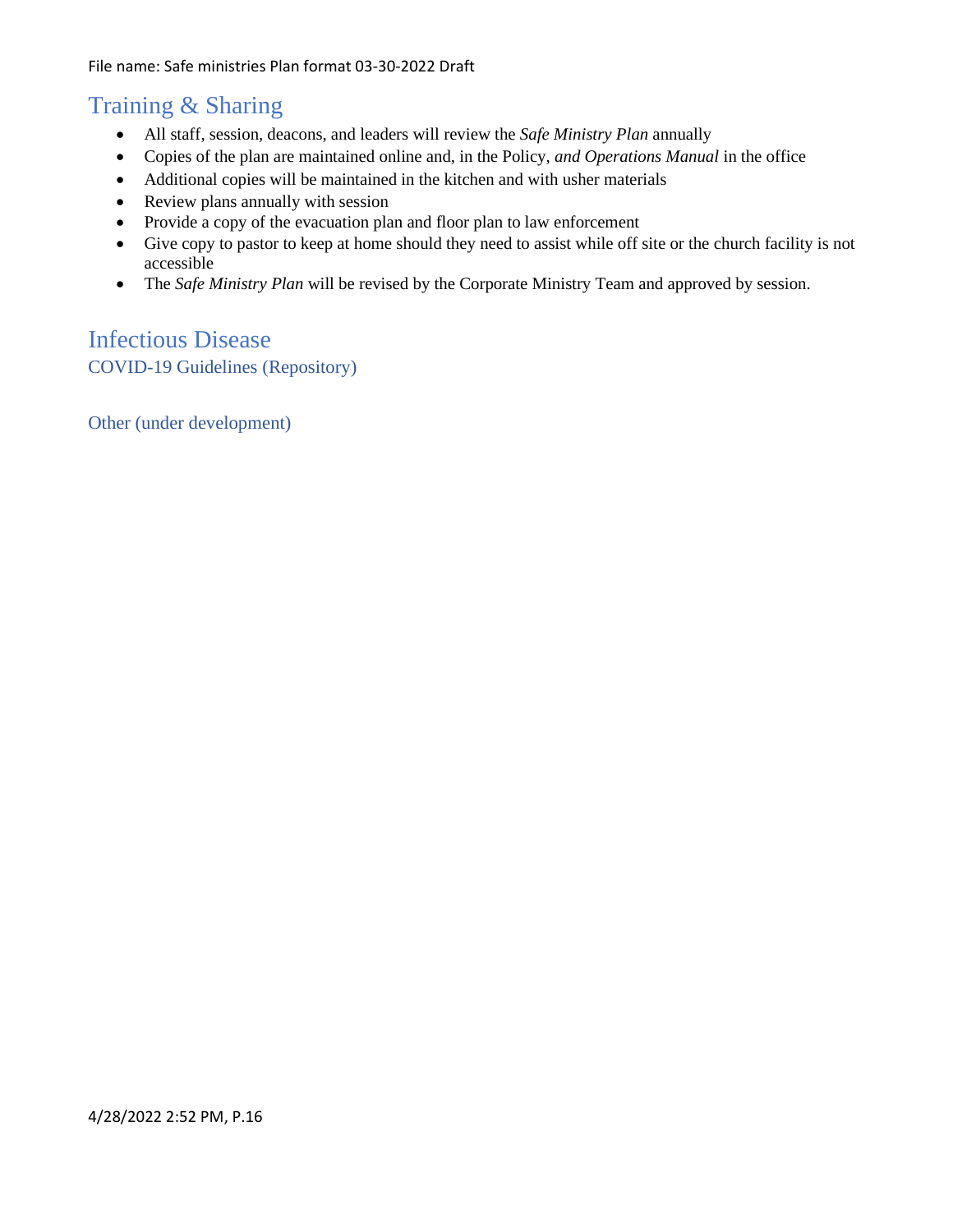## Training & Sharing

- All staff, session, deacons, and leaders will review the *Safe Ministry Plan* annually
- Copies of the plan are maintained online and, in the Policy, *and Operations Manual* in the office
- Additional copies will be maintained in the kitchen and with usher materials
- Review plans annually with session
- Provide a copy of the evacuation plan and floor plan to law enforcement
- Give copy to pastor to keep at home should they need to assist while off site or the church facility is not accessible
- The *Safe Ministry Plan* will be revised by the Corporate Ministry Team and approved by session.

## Infectious Disease

### COVID-19 Guidelines (Repository)

### Other (under development)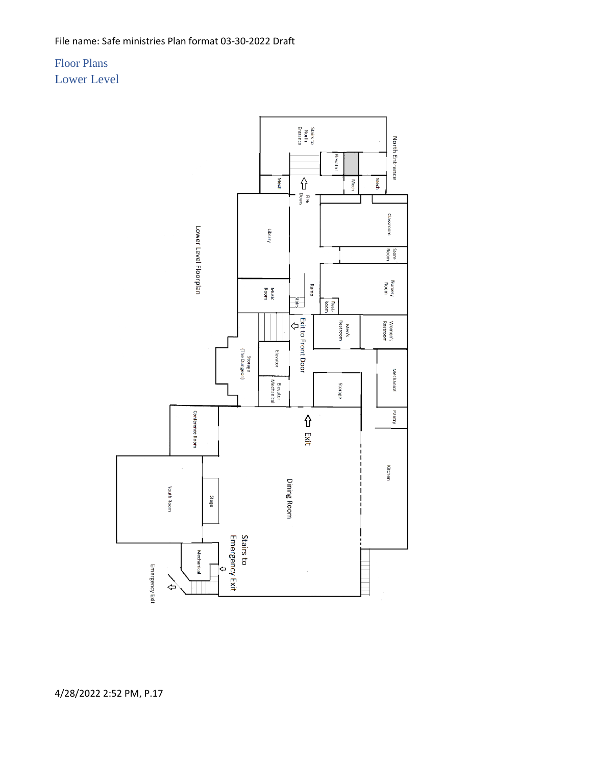File name: Safe ministries Plan format 03-30-2022 Draft

# Floor Plans

## Lower Level

Lower Level Floorplan

Stairs to North Entrance

North Entrance

Elevator

Mech

Mech

Mech

Fire Doors

Library

Classroom

Store Room

Nursery Room

Ramp

Music Room

Stairs

Rest-Room

Exit to Front Door

Men's Restroom

Women's Restroom

Storage (The Dungeon)

Elevator

Elevator Mechanical

Storage

Mechanical

Pantry

Exit

Conference Room

Kitchen

Youth Room

Stage

Dining Room

Stairs to Emergency Exit

Mechanical

Emergency Exit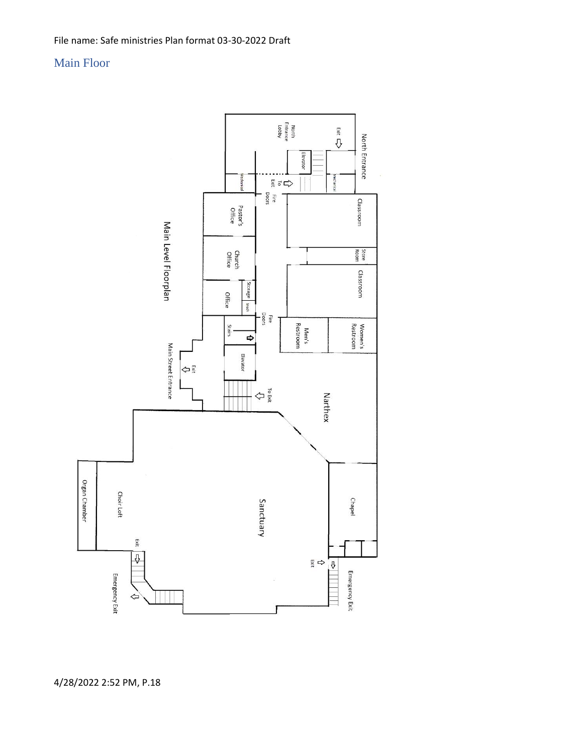## Main Floor

Main Level Floorplan

North Entrance

North Entrance Lobby

Exit

Elevator

Mechanical

To Exit

Fire Doors

Classroom

Store Room

Classroom

Pastor's Office

Church Office

Storage

Mech

Office

Fire Doors

Stairs

Elevator

Men's Restroom

Women's Restroom

Main Street Entrance

Exit

To Exit

Narthex

Sanctuary

Chapel

Organ Chamber

Choir Loft

Exit

Emergency Exit

Exit

Emergency Exit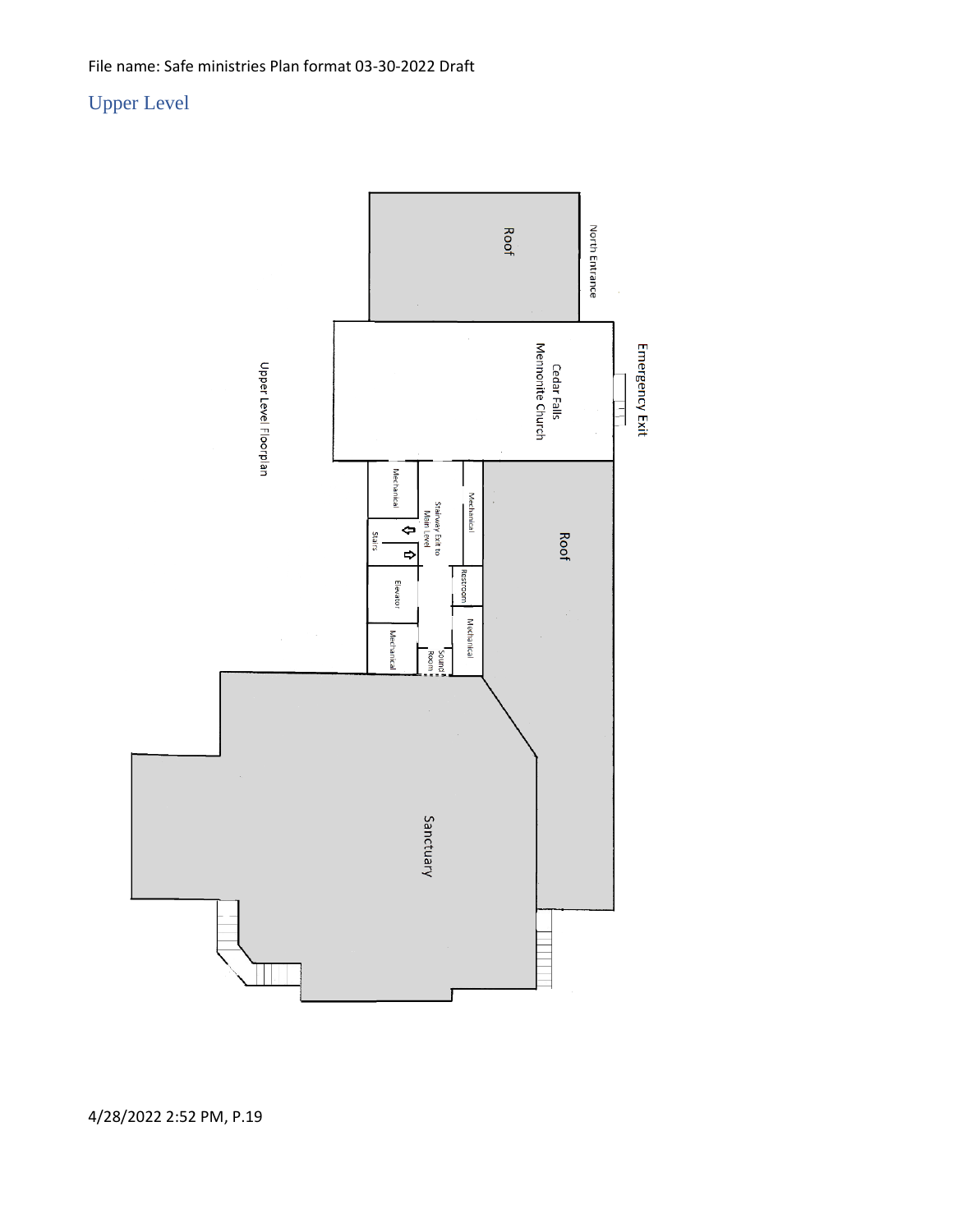## Upper Level

Upper Level Floorplan

Roof

North Entrance

Cedar Falls Mennonite Church

Emergency Exit

Mechanical

Mechanical

Stairway Exit to Main Level

Stairs

Roof

Restroom

Elevator

Mechanical

Mechanical

Sound Room

Sanctuary